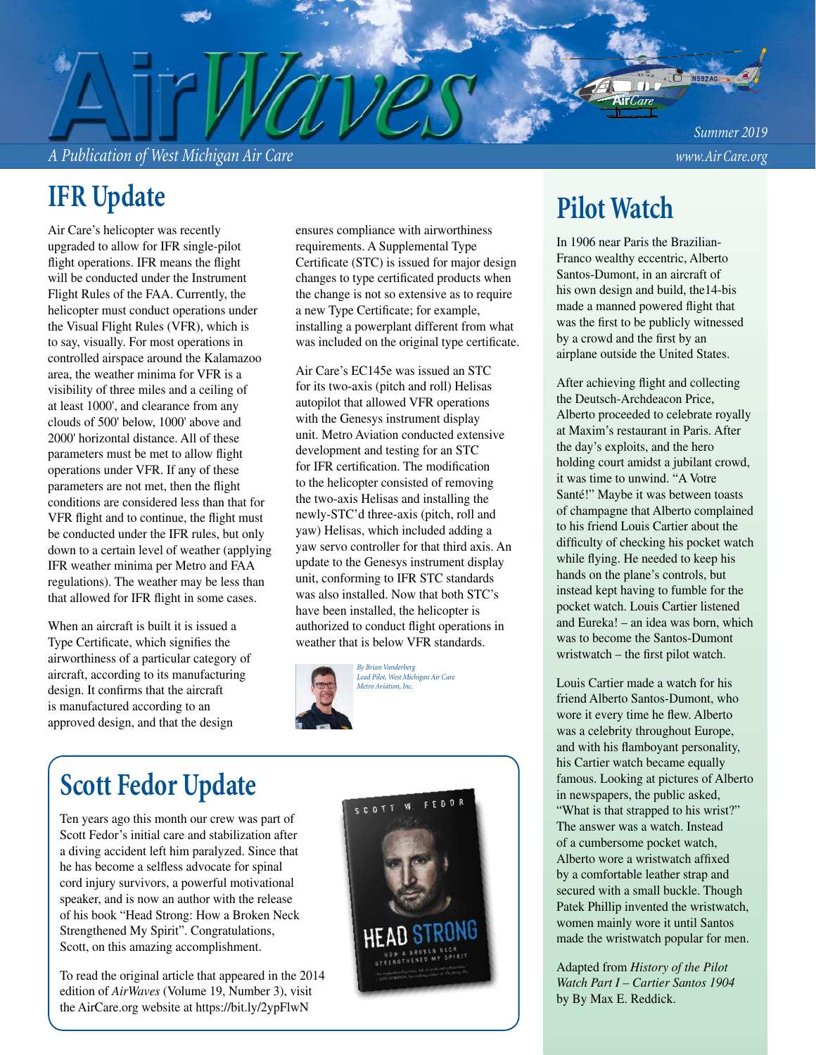# AirWaves

*A Publication of West Michigan Air Care*

*Summer 2019*

*www.Air Care.org*

## IFR Update

Air Care's helicopter was recently upgraded to allow for IFR single-pilot flight operations. IFR means the flight will be conducted under the Instrument Flight Rules of the FAA. Currently, the helicopter must conduct operations under the Visual Flight Rules (VFR), which is to say, visually. For most operations in controlled airspace around the Kalamazoo area, the weather minima for VFR is a visibility of three miles and a ceiling of at least 1000', and clearance from any clouds of 500' below, 1000' above and 2000' horizontal distance. All of these parameters must be met to allow flight operations under VFR. If any of these parameters are not met, then the flight conditions are considered less than that for VFR flight and to continue, the flight must be conducted under the IFR rules, but only down to a certain level of weather (applying IFR weather minima per Metro and FAA regulations). The weather may be less than that allowed for IFR flight in some cases.

When an aircraft is built it is issued a Type Certificate, which signifies the airworthiness of a particular category of aircraft, according to its manufacturing design. It confirms that the aircraft is manufactured according to an approved design, and that the design ensures compliance with airworthiness requirements. A Supplemental Type Certificate (STC) is issued for major design changes to type certificated products when the change is not so extensive as to require a new Type Certificate; for example, installing a powerplant different from what was included on the original type certificate.

Air Care's EC145e was issued an STC for its two-axis (pitch and roll) Helisas autopilot that allowed VFR operations with the Genesys instrument display unit. Metro Aviation conducted extensive development and testing for an STC for IFR certification. The modification to the helicopter consisted of removing the two-axis Helisas and installing the newly-STC'd three-axis (pitch, roll and yaw) Helisas, which included adding a yaw servo controller for that third axis. An update to the Genesys instrument display unit, conforming to IFR STC standards was also installed. Now that both STC's have been installed, the helicopter is authorized to conduct flight operations in weather that is below VFR standards.

*By Brian Vanderberg*
*Lead Pilot, West Michigan Air Care*
*Metro Aviation, Inc.*

## Scott Fedor Update

Ten years ago this month our crew was part of Scott Fedor's initial care and stabilization after a diving accident left him paralyzed. Since that he has become a selfless advocate for spinal cord injury survivors, a powerful motivational speaker, and is now an author with the release of his book "Head Strong: How a Broken Neck Strengthened My Spirit". Congratulations, Scott, on this amazing accomplishment.

To read the original article that appeared in the 2014 edition of *AirWaves* (Volume 19, Number 3), visit the AirCare.org website at https://bit.ly/2ypFlwN

## Pilot Watch

In 1906 near Paris the Brazilian-Franco wealthy eccentric, Alberto Santos-Dumont, in an aircraft of his own design and build, the14-bis made a manned powered flight that was the first to be publicly witnessed by a crowd and the first by an airplane outside the United States.

After achieving flight and collecting the Deutsch-Archdeacon Price, Alberto proceeded to celebrate royally at Maxim's restaurant in Paris. After the day's exploits, and the hero holding court amidst a jubilant crowd, it was time to unwind. "A Votre Santé!" Maybe it was between toasts of champagne that Alberto complained to his friend Louis Cartier about the difficulty of checking his pocket watch while flying. He needed to keep his hands on the plane's controls, but instead kept having to fumble for the pocket watch. Louis Cartier listened and Eureka! – an idea was born, which was to become the Santos-Dumont wristwatch – the first pilot watch.

Louis Cartier made a watch for his friend Alberto Santos-Dumont, who wore it every time he flew. Alberto was a celebrity throughout Europe, and with his flamboyant personality, his Cartier watch became equally famous. Looking at pictures of Alberto in newspapers, the public asked, "What is that strapped to his wrist?" The answer was a watch. Instead of a cumbersome pocket watch, Alberto wore a wristwatch affixed by a comfortable leather strap and secured with a small buckle. Though Patek Phillip invented the wristwatch, women mainly wore it until Santos made the wristwatch popular for men.

Adapted from *History of the Pilot Watch Part I – Cartier Santos 1904* by By Max E. Reddick.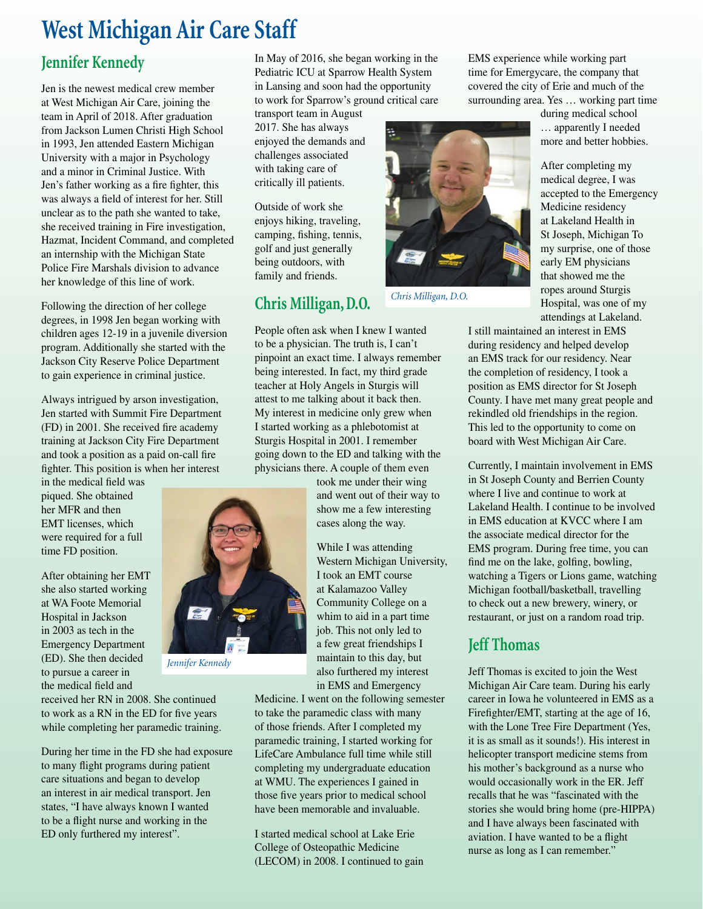# West Michigan Air Care Staff

## Jennifer Kennedy

Jen is the newest medical crew member at West Michigan Air Care, joining the team in April of 2018. After graduation from Jackson Lumen Christi High School in 1993, Jen attended Eastern Michigan University with a major in Psychology and a minor in Criminal Justice. With Jen's father working as a fire fighter, this was always a field of interest for her. Still unclear as to the path she wanted to take, she received training in Fire investigation, Hazmat, Incident Command, and completed an internship with the Michigan State Police Fire Marshals division to advance her knowledge of this line of work.

Following the direction of her college degrees, in 1998 Jen began working with children ages 12-19 in a juvenile diversion program. Additionally she started with the Jackson City Reserve Police Department to gain experience in criminal justice.

Always intrigued by arson investigation, Jen started with Summit Fire Department (FD) in 2001. She received fire academy training at Jackson City Fire Department and took a position as a paid on-call fire fighter. This position is when her interest in the medical field was piqued. She obtained her MFR and then EMT licenses, which were required for a full time FD position.

After obtaining her EMT she also started working at WA Foote Memorial Hospital in Jackson in 2003 as tech in the Emergency Department (ED). She then decided to pursue a career in the medical field and received her RN in 2008. She continued to work as a RN in the ED for five years while completing her paramedic training.

*Jennifer Kennedy*

During her time in the FD she had exposure to many flight programs during patient care situations and began to develop an interest in air medical transport. Jen states, "I have always known I wanted to be a flight nurse and working in the ED only furthered my interest".

In May of 2016, she began working in the Pediatric ICU at Sparrow Health System in Lansing and soon had the opportunity to work for Sparrow's ground critical care transport team in August 2017. She has always enjoyed the demands and challenges associated with taking care of critically ill patients.

Outside of work she enjoys hiking, traveling, camping, fishing, tennis, golf and just generally being outdoors, with family and friends.

## Chris Milligan, D.O.

*Chris Milligan, D.O.*

People often ask when I knew I wanted to be a physician. The truth is, I can't pinpoint an exact time. I always remember being interested. In fact, my third grade teacher at Holy Angels in Sturgis will attest to me talking about it back then. My interest in medicine only grew when I started working as a phlebotomist at Sturgis Hospital in 2001. I remember going down to the ED and talking with the physicians there. A couple of them even took me under their wing and went out of their way to show me a few interesting cases along the way.

While I was attending Western Michigan University, I took an EMT course at Kalamazoo Valley Community College on a whim to aid in a part time job. This not only led to a few great friendships I maintain to this day, but also furthered my interest in EMS and Emergency Medicine. I went on the following semester to take the paramedic class with many of those friends. After I completed my paramedic training, I started working for LifeCare Ambulance full time while still completing my undergraduate education at WMU. The experiences I gained in those five years prior to medical school have been memorable and invaluable.

I started medical school at Lake Erie College of Osteopathic Medicine (LECOM) in 2008. I continued to gain EMS experience while working part time for Emergycare, the company that covered the city of Erie and much of the surrounding area. Yes … working part time during medical school … apparently I needed more and better hobbies.

After completing my medical degree, I was accepted to the Emergency Medicine residency at Lakeland Health in St Joseph, Michigan To my surprise, one of those early EM physicians that showed me the ropes around Sturgis Hospital, was one of my attendings at Lakeland. I still maintained an interest in EMS during residency and helped develop an EMS track for our residency. Near the completion of residency, I took a position as EMS director for St Joseph County. I have met many great people and rekindled old friendships in the region. This led to the opportunity to come on board with West Michigan Air Care.

Currently, I maintain involvement in EMS in St Joseph County and Berrien County where I live and continue to work at Lakeland Health. I continue to be involved in EMS education at KVCC where I am the associate medical director for the EMS program. During free time, you can find me on the lake, golfing, bowling, watching a Tigers or Lions game, watching Michigan football/basketball, travelling to check out a new brewery, winery, or restaurant, or just on a random road trip.

## Jeff Thomas

Jeff Thomas is excited to join the West Michigan Air Care team. During his early career in Iowa he volunteered in EMS as a Firefighter/EMT, starting at the age of 16, with the Lone Tree Fire Department (Yes, it is as small as it sounds!). His interest in helicopter transport medicine stems from his mother's background as a nurse who would occasionally work in the ER. Jeff recalls that he was "fascinated with the stories she would bring home (pre-HIPPA) and I have always been fascinated with aviation. I have wanted to be a flight nurse as long as I can remember."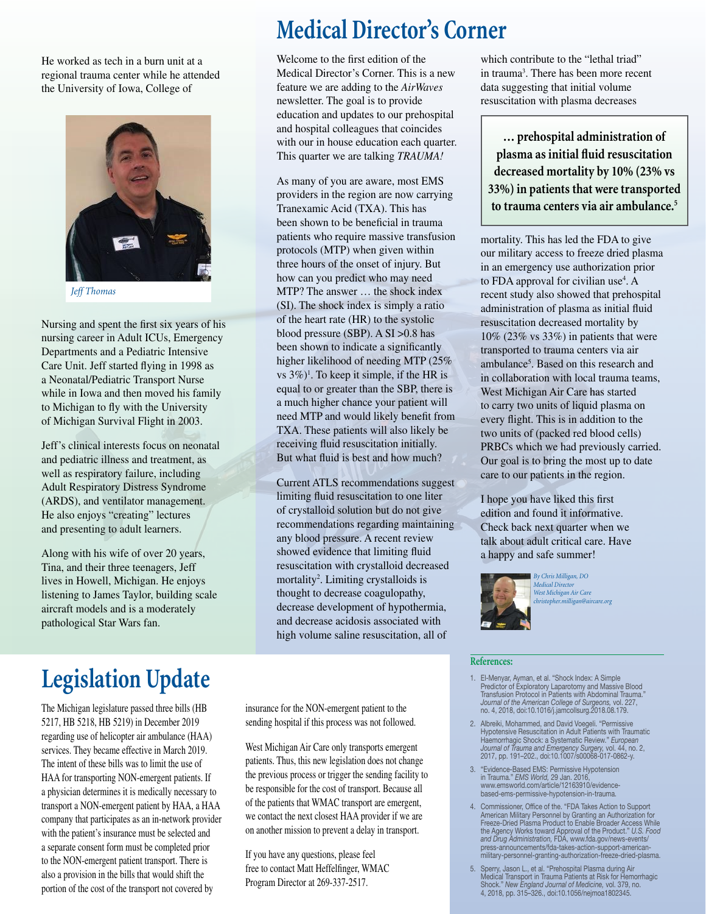He worked as tech in a burn unit at a regional trauma center while he attended the University of Iowa, College of

*Jeff Thomas*

Nursing and spent the first six years of his nursing career in Adult ICUs, Emergency Departments and a Pediatric Intensive Care Unit. Jeff started flying in 1998 as a Neonatal/Pediatric Transport Nurse while in Iowa and then moved his family to Michigan to fly with the University of Michigan Survival Flight in 2003.

Jeff's clinical interests focus on neonatal and pediatric illness and treatment, as well as respiratory failure, including Adult Respiratory Distress Syndrome (ARDS), and ventilator management. He also enjoys "creating" lectures and presenting to adult learners.

Along with his wife of over 20 years, Tina, and their three teenagers, Jeff lives in Howell, Michigan. He enjoys listening to James Taylor, building scale aircraft models and is a moderately pathological Star Wars fan.

# Medical Director's Corner

Welcome to the first edition of the Medical Director's Corner. This is a new feature we are adding to the *AirWaves* newsletter. The goal is to provide education and updates to our prehospital and hospital colleagues that coincides with our in house education each quarter. This quarter we are talking *TRAUMA!*

As many of you are aware, most EMS providers in the region are now carrying Tranexamic Acid (TXA). This has been shown to be beneficial in trauma patients who require massive transfusion protocols (MTP) when given within three hours of the onset of injury. But how can you predict who may need MTP? The answer … the shock index (SI). The shock index is simply a ratio of the heart rate (HR) to the systolic blood pressure (SBP). A SI >0.8 has been shown to indicate a significantly higher likelihood of needing MTP (25% vs 3%)[1]. To keep it simple, if the HR is equal to or greater than the SBP, there is a much higher chance your patient will need MTP and would likely benefit from TXA. These patients will also likely be receiving fluid resuscitation initially. But what fluid is best and how much?

Current ATLS recommendations suggest limiting fluid resuscitation to one liter of crystalloid solution but do not give recommendations regarding maintaining any blood pressure. A recent review showed evidence that limiting fluid resuscitation with crystalloid decreased mortality[2]. Limiting crystalloids is thought to decrease coagulopathy, decrease development of hypothermia, and decrease acidosis associated with high volume saline resuscitation, all of which contribute to the "lethal triad" in trauma[3]. There has been more recent data suggesting that initial volume resuscitation with plasma decreases mortality. This has led the FDA to give our military access to freeze dried plasma in an emergency use authorization prior to FDA approval for civilian use[4]. A recent study also showed that prehospital administration of plasma as initial fluid resuscitation decreased mortality by 10% (23% vs 33%) in patients that were transported to trauma centers via air ambulance[5]. Based on this research and in collaboration with local trauma teams, West Michigan Air Care has started to carry two units of liquid plasma on every flight. This is in addition to the two units of (packed red blood cells) PRBCs which we had previously carried. Our goal is to bring the most up to date care to our patients in the region.

> **… prehospital administration of plasma as initial fluid resuscitation decreased mortality by 10% (23% vs 33%) in patients that were transported to trauma centers via air ambulance.[5]**

I hope you have liked this first edition and found it informative. Check back next quarter when we talk about adult critical care. Have a happy and safe summer!

*By Chris Milligan, DO*
*Medical Director*
*West Michigan Air Care*
*christopher.milligan@aircare.org*

### References:

1. El-Menyar, Ayman, et al. "Shock Index: A Simple Predictor of Exploratory Laparotomy and Massive Blood Transfusion Protocol in Patients with Abdominal Trauma." *Journal of the American College of Surgeons,* vol. 227, no. 4, 2018, doi:10.1016/j.jamcollsurg.2018.08.179.
2. Albreiki, Mohammed, and David Voegeli. "Permissive Hypotensive Resuscitation in Adult Patients with Traumatic Haemorrhagic Shock: a Systematic Review." *European Journal of Trauma and Emergency Surgery,* vol. 44, no. 2, 2017, pp. 191–202., doi:10.1007/s00068-017-0862-y.
3. "Evidence-Based EMS: Permissive Hypotension in Trauma." *EMS World,* 29 Jan. 2016, www.emsworld.com/article/12163910/evidence-based-ems-permissive-hypotension-in-trauma.
4. Commissioner, Office of the. "FDA Takes Action to Support American Military Personnel by Granting an Authorization for Freeze-Dried Plasma Product to Enable Broader Access While the Agency Works toward Approval of the Product." *U.S. Food and Drug Administration,* FDA, www.fda.gov/news-events/press-announcements/fda-takes-action-support-american-military-personnel-granting-authorization-freeze-dried-plasma.
5. Sperry, Jason L., et al. "Prehospital Plasma during Air Medical Transport in Trauma Patients at Risk for Hemorrhagic Shock." *New England Journal of Medicine,* vol. 379, no. 4, 2018, pp. 315–326., doi:10.1056/nejmoa1802345.

# Legislation Update

The Michigan legislature passed three bills (HB 5217, HB 5218, HB 5219) in December 2019 regarding use of helicopter air ambulance (HAA) services. They became effective in March 2019. The intent of these bills was to limit the use of HAA for transporting NON-emergent patients. If a physician determines it is medically necessary to transport a NON-emergent patient by HAA, a HAA company that participates as an in-network provider with the patient's insurance must be selected and a separate consent form must be completed prior to the NON-emergent patient transport. There is also a provision in the bills that would shift the portion of the cost of the transport not covered by insurance for the NON-emergent patient to the sending hospital if this process was not followed.

West Michigan Air Care only transports emergent patients. Thus, this new legislation does not change the previous process or trigger the sending facility to be responsible for the cost of transport. Because all of the patients that WMAC transport are emergent, we contact the next closest HAA provider if we are on another mission to prevent a delay in transport.

If you have any questions, please feel free to contact Matt Heffelfinger, WMAC Program Director at 269-337-2517.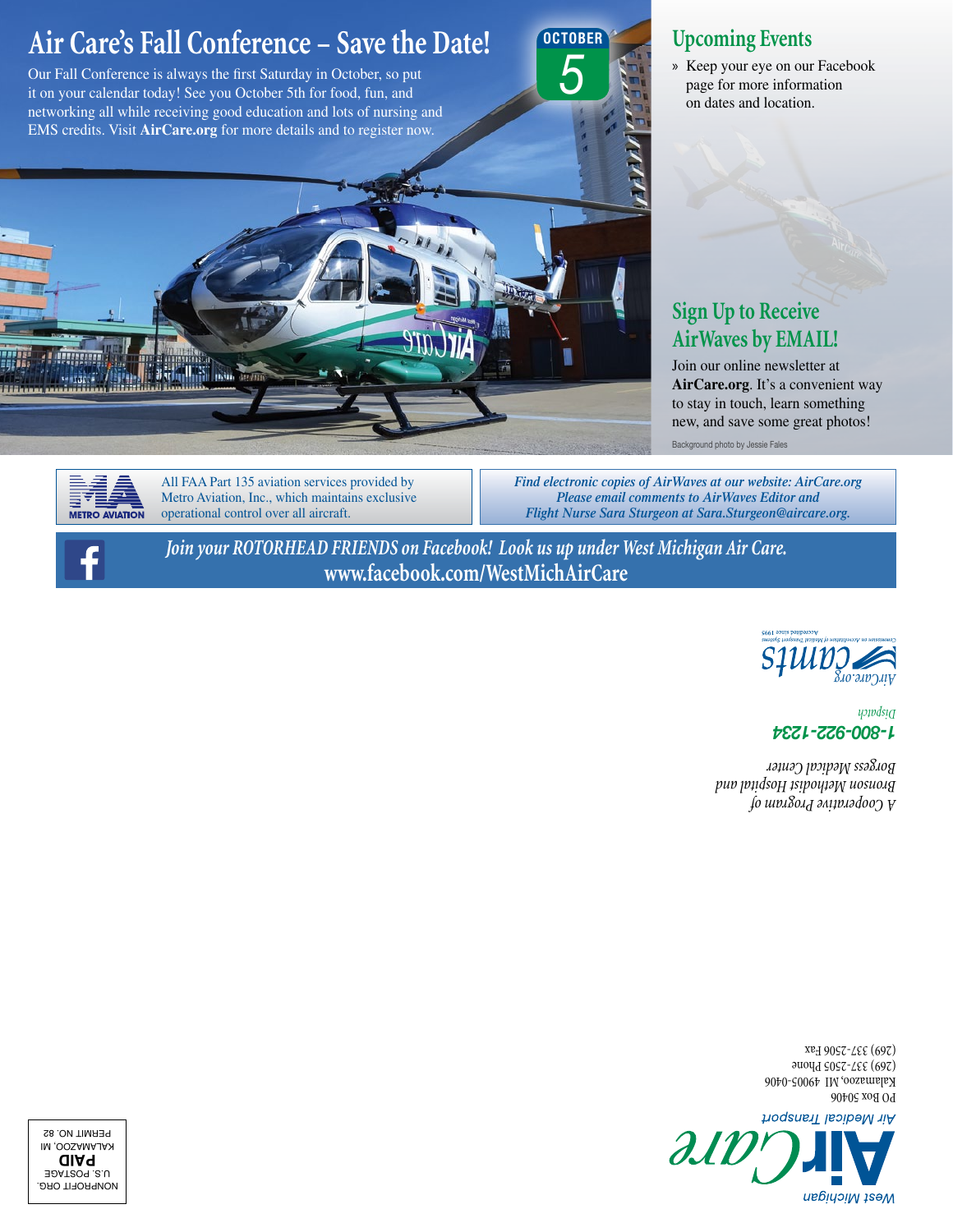# Air Care's Fall Conference – Save the Date!

Our Fall Conference is always the first Saturday in October, so put it on your calendar today! See you October 5th for food, fun, and networking all while receiving good education and lots of nursing and EMS credits. Visit **AirCare.org** for more details and to register now.

OCTOBER
5

## Upcoming Events

» Keep your eye on our Facebook page for more information on dates and location.

## Sign Up to Receive AirWaves by EMAIL!

Join our online newsletter at **AirCare.org**. It's a convenient way to stay in touch, learn something new, and save some great photos!

Background photo by Jessie Fales

METRO AVIATION

All FAA Part 135 aviation services provided by Metro Aviation, Inc., which maintains exclusive operational control over all aircraft.

*Find electronic copies of AirWaves at our website: AirCare.org*
*Please email comments to AirWaves Editor and Flight Nurse Sara Sturgeon at Sara.Sturgeon@aircare.org.*

***Join your ROTORHEAD FRIENDS on Facebook! Look us up under West Michigan Air Care.***
**www.facebook.com/WestMichAirCare**

AirCare.org
CAMTS
Commission on Accreditation of Medical Transport Systems
Accredited since 1995

**1-800-922-1234**
*Dispatch*

*A Cooperative Program of Bronson Methodist Hospital and Borgess Medical Center*

West Michigan
AirCare
*Air Medical Transport*

PO Box 50406
Kalamazoo, MI 49005-0406
(269) 337-2505 Phone
(269) 337-2506 Fax

NONPROFIT ORG.
U.S. POSTAGE
**PAID**
KALAMAZOO, MI
PERMIT NO. 82